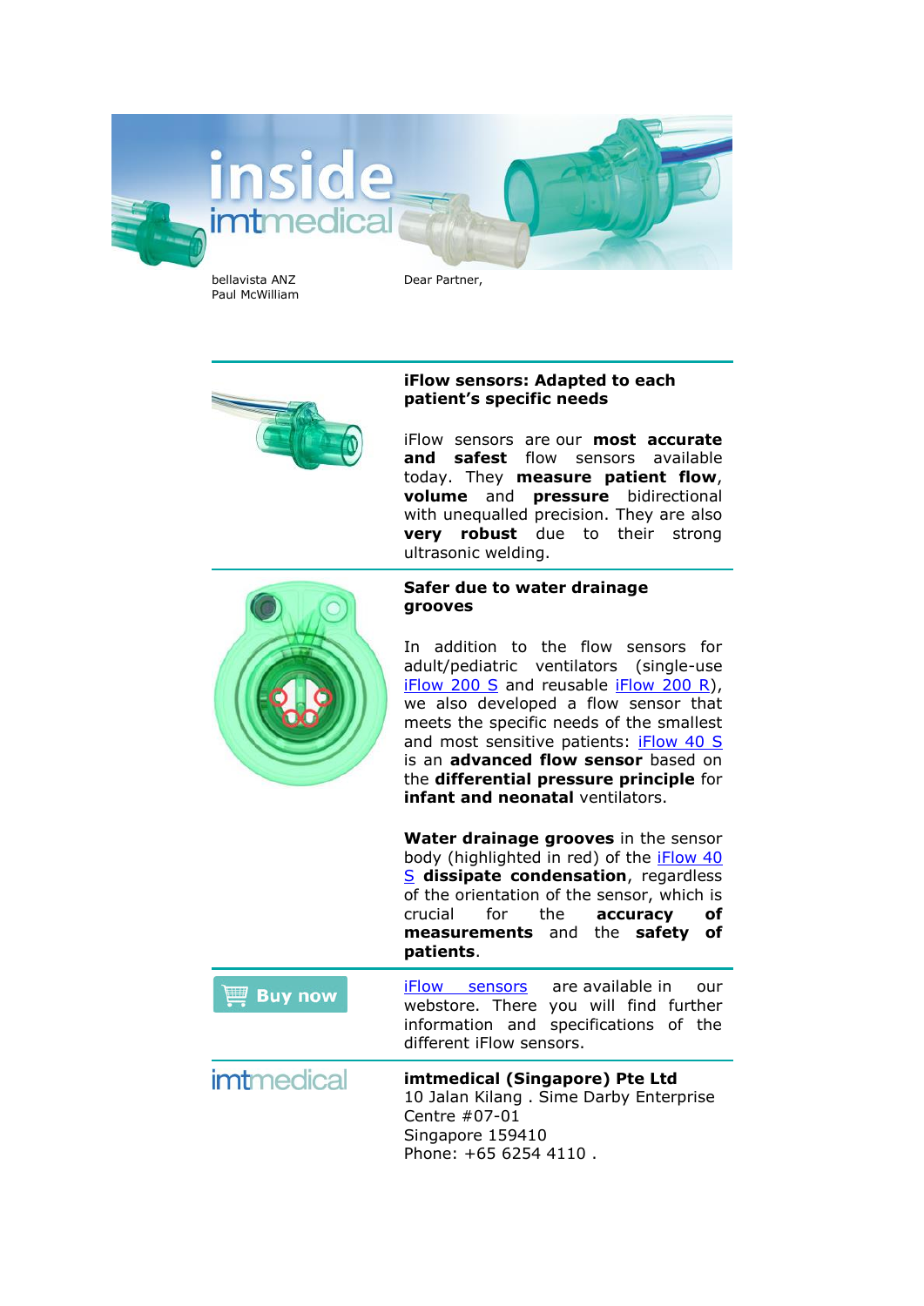bellavista ANZ
Paul McWilliam

Dear Partner,

### iFlow sensors: Adapted to each patient's specific needs

iFlow sensors are our **most accurate and safest** flow sensors available today. They **measure patient flow**, **volume** and **pressure** bidirectional with unequalled precision. They are also **very robust** due to their strong ultrasonic welding.

### Safer due to water drainage grooves

In addition to the flow sensors for adult/pediatric ventilators (single-use iFlow 200 S and reusable iFlow 200 R), we also developed a flow sensor that meets the specific needs of the smallest and most sensitive patients: iFlow 40 S is an **advanced flow sensor** based on the **differential pressure principle** for **infant and neonatal** ventilators.

**Water drainage grooves** in the sensor body (highlighted in red) of the iFlow 40 S **dissipate condensation**, regardless of the orientation of the sensor, which is crucial for the **accuracy of measurements** and the **safety of patients**.

Buy now

iFlow sensors are available in our webstore. There you will find further information and specifications of the different iFlow sensors.

imtmedical

**imtmedical (Singapore) Pte Ltd**
10 Jalan Kilang . Sime Darby Enterprise Centre #07-01
Singapore 159410
Phone: +65 6254 4110 .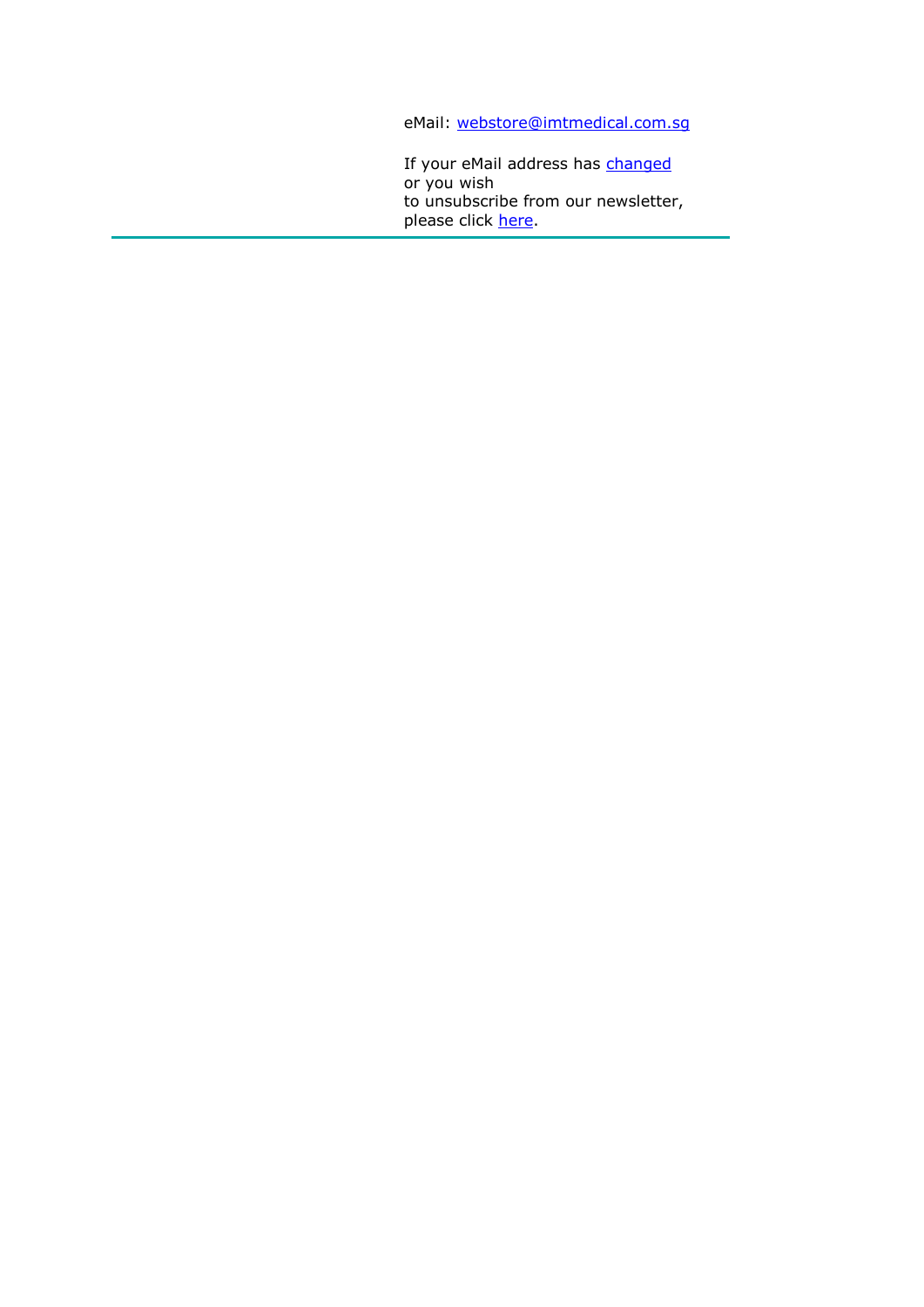eMail: webstore@imtmedical.com.sg

If your eMail address has changed
or you wish
to unsubscribe from our newsletter,
please click here.

---